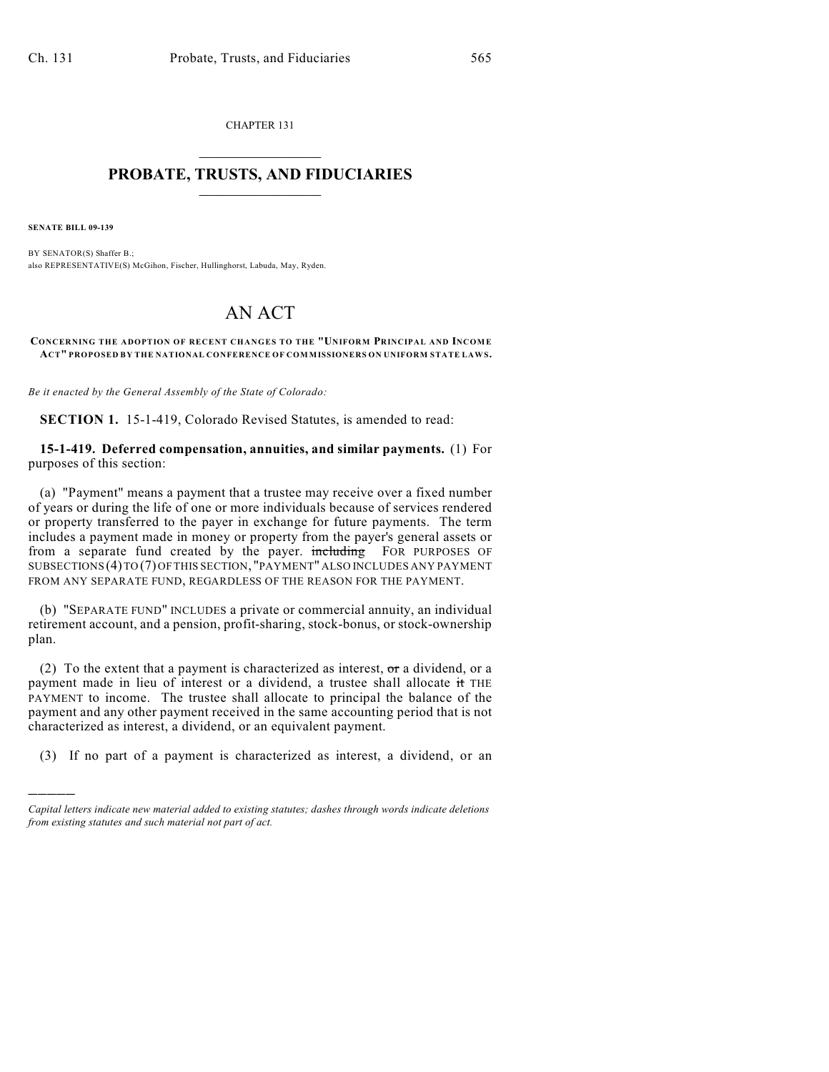CHAPTER 131

# PROBATE, TRUSTS, AND FIDUCIARIES

**SENATE BILL 09-139**

BY SENATOR(S) Shaffer B.;
also REPRESENTATIVE(S) McGihon, Fischer, Hullinghorst, Labuda, May, Ryden.

# AN ACT

**CONCERNING THE ADOPTION OF RECENT CHANGES TO THE "UNIFORM PRINCIPAL AND INCOME ACT" PROPOSED BY THE NATIONAL CONFERENCE OF COMMISSIONERS ON UNIFORM STATE LAWS.**

*Be it enacted by the General Assembly of the State of Colorado:*

**SECTION 1.** 15-1-419, Colorado Revised Statutes, is amended to read:

**15-1-419. Deferred compensation, annuities, and similar payments.** (1) For purposes of this section:

(a) "Payment" means a payment that a trustee may receive over a fixed number of years or during the life of one or more individuals because of services rendered or property transferred to the payer in exchange for future payments. The term includes a payment made in money or property from the payer's general assets or from a separate fund created by the payer. ~~including~~ FOR PURPOSES OF SUBSECTIONS (4) TO (7) OF THIS SECTION, "PAYMENT" ALSO INCLUDES ANY PAYMENT FROM ANY SEPARATE FUND, REGARDLESS OF THE REASON FOR THE PAYMENT.

(b) "SEPARATE FUND" INCLUDES a private or commercial annuity, an individual retirement account, and a pension, profit-sharing, stock-bonus, or stock-ownership plan.

(2) To the extent that a payment is characterized as interest, ~~or~~ a dividend, or a payment made in lieu of interest or a dividend, a trustee shall allocate ~~it~~ THE PAYMENT to income. The trustee shall allocate to principal the balance of the payment and any other payment received in the same accounting period that is not characterized as interest, a dividend, or an equivalent payment.

(3) If no part of a payment is characterized as interest, a dividend, or an

---

*Capital letters indicate new material added to existing statutes; dashes through words indicate deletions from existing statutes and such material not part of act.*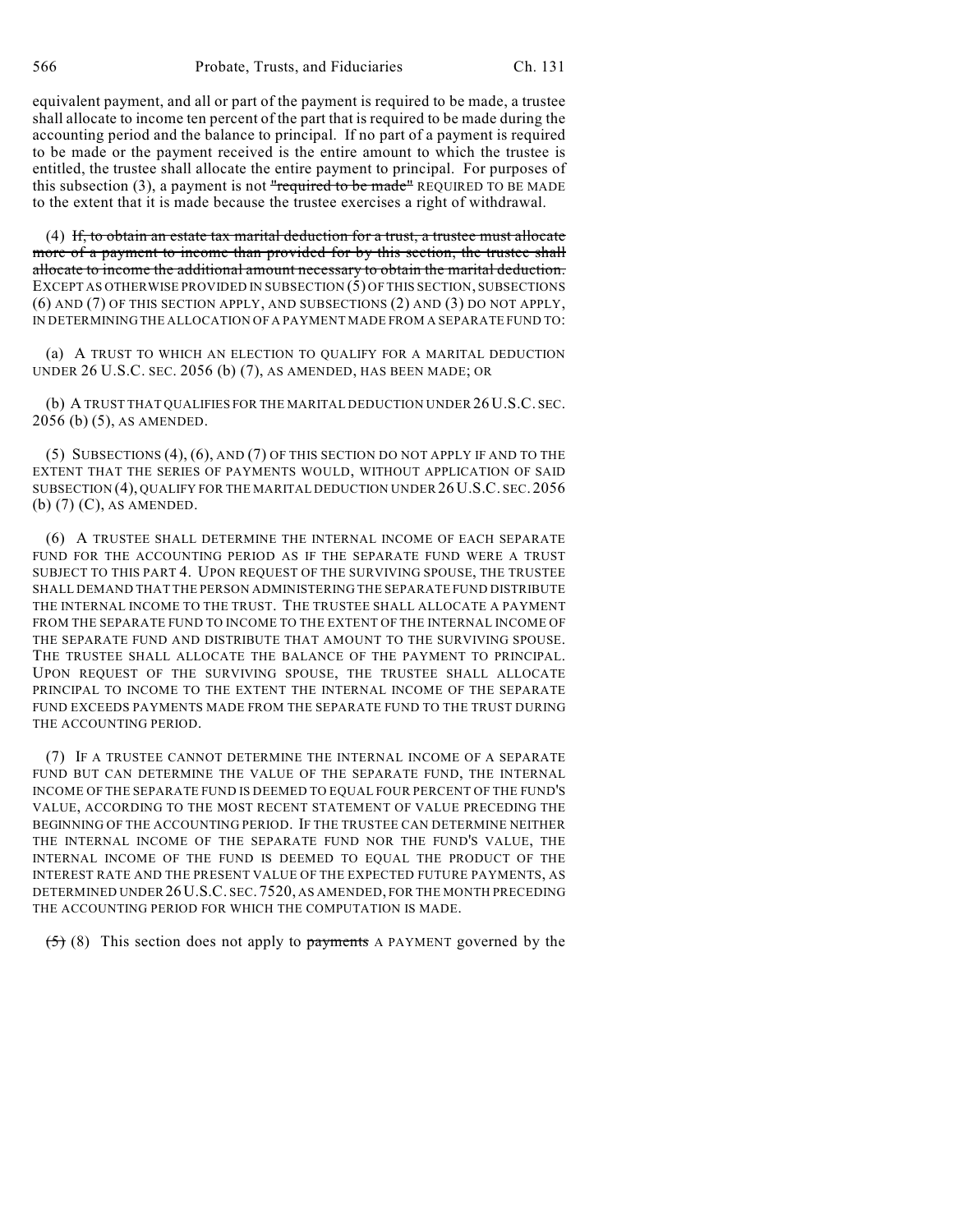equivalent payment, and all or part of the payment is required to be made, a trustee shall allocate to income ten percent of the part that is required to be made during the accounting period and the balance to principal. If no part of a payment is required to be made or the payment received is the entire amount to which the trustee is entitled, the trustee shall allocate the entire payment to principal. For purposes of this subsection (3), a payment is not ~~"required to be made"~~ REQUIRED TO BE MADE to the extent that it is made because the trustee exercises a right of withdrawal.

(4) ~~If, to obtain an estate tax marital deduction for a trust, a trustee must allocate more of a payment to income than provided for by this section, the trustee shall allocate to income the additional amount necessary to obtain the marital deduction.~~ EXCEPT AS OTHERWISE PROVIDED IN SUBSECTION (5) OF THIS SECTION, SUBSECTIONS (6) AND (7) OF THIS SECTION APPLY, AND SUBSECTIONS (2) AND (3) DO NOT APPLY, IN DETERMINING THE ALLOCATION OF A PAYMENT MADE FROM A SEPARATE FUND TO:

(a) A TRUST TO WHICH AN ELECTION TO QUALIFY FOR A MARITAL DEDUCTION UNDER 26 U.S.C. SEC. 2056 (b) (7), AS AMENDED, HAS BEEN MADE; OR

(b) A TRUST THAT QUALIFIES FOR THE MARITAL DEDUCTION UNDER 26 U.S.C. SEC. 2056 (b) (5), AS AMENDED.

(5) SUBSECTIONS (4), (6), AND (7) OF THIS SECTION DO NOT APPLY IF AND TO THE EXTENT THAT THE SERIES OF PAYMENTS WOULD, WITHOUT APPLICATION OF SAID SUBSECTION (4), QUALIFY FOR THE MARITAL DEDUCTION UNDER 26 U.S.C. SEC. 2056 (b) (7) (C), AS AMENDED.

(6) A TRUSTEE SHALL DETERMINE THE INTERNAL INCOME OF EACH SEPARATE FUND FOR THE ACCOUNTING PERIOD AS IF THE SEPARATE FUND WERE A TRUST SUBJECT TO THIS PART 4. UPON REQUEST OF THE SURVIVING SPOUSE, THE TRUSTEE SHALL DEMAND THAT THE PERSON ADMINISTERING THE SEPARATE FUND DISTRIBUTE THE INTERNAL INCOME TO THE TRUST. THE TRUSTEE SHALL ALLOCATE A PAYMENT FROM THE SEPARATE FUND TO INCOME TO THE EXTENT OF THE INTERNAL INCOME OF THE SEPARATE FUND AND DISTRIBUTE THAT AMOUNT TO THE SURVIVING SPOUSE. THE TRUSTEE SHALL ALLOCATE THE BALANCE OF THE PAYMENT TO PRINCIPAL. UPON REQUEST OF THE SURVIVING SPOUSE, THE TRUSTEE SHALL ALLOCATE PRINCIPAL TO INCOME TO THE EXTENT THE INTERNAL INCOME OF THE SEPARATE FUND EXCEEDS PAYMENTS MADE FROM THE SEPARATE FUND TO THE TRUST DURING THE ACCOUNTING PERIOD.

(7) IF A TRUSTEE CANNOT DETERMINE THE INTERNAL INCOME OF A SEPARATE FUND BUT CAN DETERMINE THE VALUE OF THE SEPARATE FUND, THE INTERNAL INCOME OF THE SEPARATE FUND IS DEEMED TO EQUAL FOUR PERCENT OF THE FUND'S VALUE, ACCORDING TO THE MOST RECENT STATEMENT OF VALUE PRECEDING THE BEGINNING OF THE ACCOUNTING PERIOD. IF THE TRUSTEE CAN DETERMINE NEITHER THE INTERNAL INCOME OF THE SEPARATE FUND NOR THE FUND'S VALUE, THE INTERNAL INCOME OF THE FUND IS DEEMED TO EQUAL THE PRODUCT OF THE INTEREST RATE AND THE PRESENT VALUE OF THE EXPECTED FUTURE PAYMENTS, AS DETERMINED UNDER 26 U.S.C. SEC. 7520, AS AMENDED, FOR THE MONTH PRECEDING THE ACCOUNTING PERIOD FOR WHICH THE COMPUTATION IS MADE.

~~(5)~~ (8) This section does not apply to ~~payments~~ A PAYMENT governed by the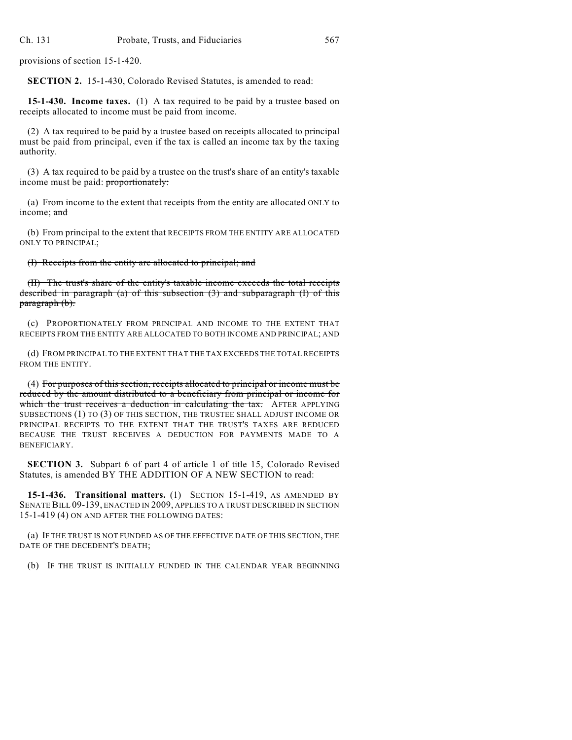provisions of section 15-1-420.

**SECTION 2.** 15-1-430, Colorado Revised Statutes, is amended to read:

**15-1-430. Income taxes.** (1) A tax required to be paid by a trustee based on receipts allocated to income must be paid from income.

(2) A tax required to be paid by a trustee based on receipts allocated to principal must be paid from principal, even if the tax is called an income tax by the taxing authority.

(3) A tax required to be paid by a trustee on the trust's share of an entity's taxable income must be paid: ~~proportionately:~~

(a) From income to the extent that receipts from the entity are allocated ONLY to income; ~~and~~

(b) From principal to the extent that RECEIPTS FROM THE ENTITY ARE ALLOCATED ONLY TO PRINCIPAL;

~~(I) Receipts from the entity are allocated to principal; and~~

~~(II) The trust's share of the entity's taxable income exceeds the total receipts described in paragraph (a) of this subsection (3) and subparagraph (I) of this paragraph (b).~~

(c) PROPORTIONATELY FROM PRINCIPAL AND INCOME TO THE EXTENT THAT RECEIPTS FROM THE ENTITY ARE ALLOCATED TO BOTH INCOME AND PRINCIPAL; AND

(d) FROM PRINCIPAL TO THE EXTENT THAT THE TAX EXCEEDS THE TOTAL RECEIPTS FROM THE ENTITY.

(4) ~~For purposes of this section, receipts allocated to principal or income must be reduced by the amount distributed to a beneficiary from principal or income for which the trust receives a deduction in calculating the tax.~~ AFTER APPLYING SUBSECTIONS (1) TO (3) OF THIS SECTION, THE TRUSTEE SHALL ADJUST INCOME OR PRINCIPAL RECEIPTS TO THE EXTENT THAT THE TRUST'S TAXES ARE REDUCED BECAUSE THE TRUST RECEIVES A DEDUCTION FOR PAYMENTS MADE TO A BENEFICIARY.

**SECTION 3.** Subpart 6 of part 4 of article 1 of title 15, Colorado Revised Statutes, is amended BY THE ADDITION OF A NEW SECTION to read:

**15-1-436. Transitional matters.** (1) SECTION 15-1-419, AS AMENDED BY SENATE BILL 09-139, ENACTED IN 2009, APPLIES TO A TRUST DESCRIBED IN SECTION 15-1-419 (4) ON AND AFTER THE FOLLOWING DATES:

(a) IF THE TRUST IS NOT FUNDED AS OF THE EFFECTIVE DATE OF THIS SECTION, THE DATE OF THE DECEDENT'S DEATH;

(b) IF THE TRUST IS INITIALLY FUNDED IN THE CALENDAR YEAR BEGINNING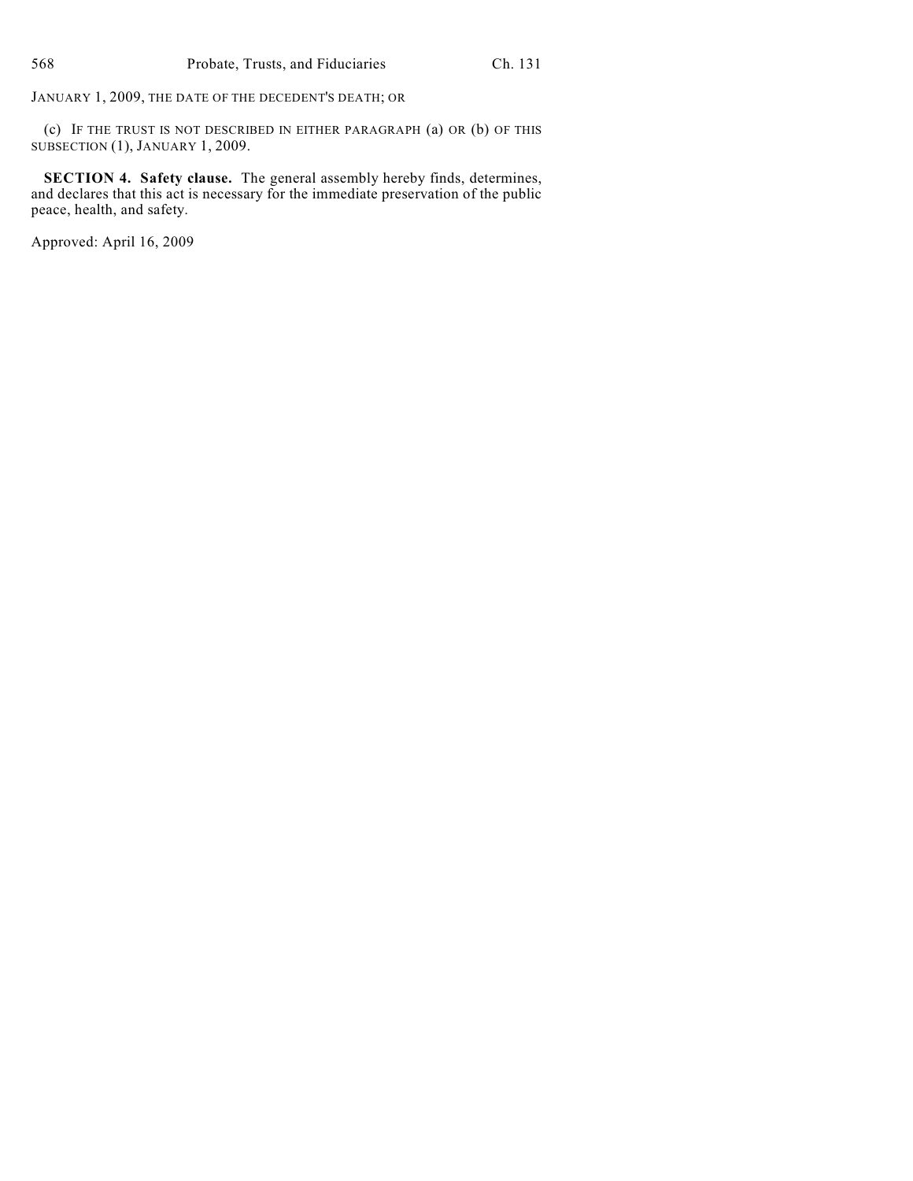JANUARY 1, 2009, THE DATE OF THE DECEDENT'S DEATH; OR

(c) IF THE TRUST IS NOT DESCRIBED IN EITHER PARAGRAPH (a) OR (b) OF THIS SUBSECTION (1), JANUARY 1, 2009.

**SECTION 4. Safety clause.** The general assembly hereby finds, determines, and declares that this act is necessary for the immediate preservation of the public peace, health, and safety.

Approved: April 16, 2009